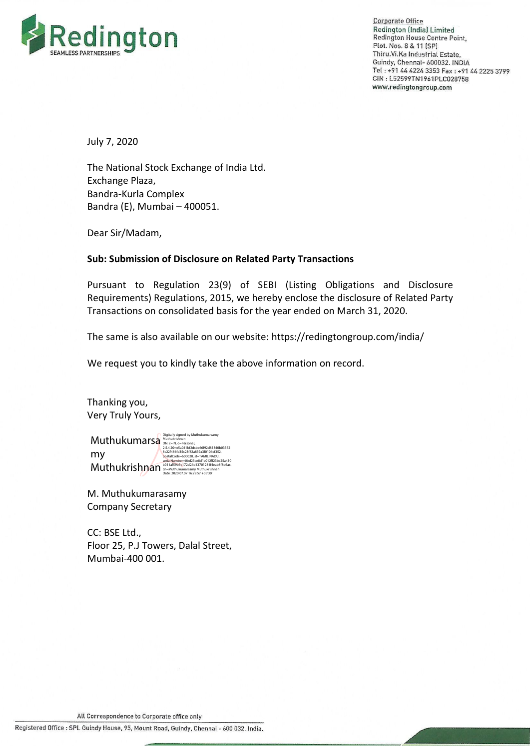Corporate Office
Redington (India) Limited
Redington House Centre Point,
Plot. Nos. 8 & 11 (SP)
Thiru.Vi.Ka Industrial Estate,
Guindy, Chennai- 600032. INDIA
Tel : +91 44 4224 3353 Fax : +91 44 2225 3799
CIN : L52599TN1961PLC028758
www.redingtongroup.com

July 7, 2020

The National Stock Exchange of India Ltd.
Exchange Plaza,
Bandra-Kurla Complex
Bandra (E), Mumbai – 400051.

Dear Sir/Madam,

**Sub: Submission of Disclosure on Related Party Transactions**

Pursuant to Regulation 23(9) of SEBI (Listing Obligations and Disclosure Requirements) Regulations, 2015, we hereby enclose the disclosure of Related Party Transactions on consolidated basis for the year ended on March 31, 2020.

The same is also available on our website: https://redingtongroup.com/india/

We request you to kindly take the above information on record.

Thanking you,
Very Truly Yours,

Muthukumarasamy Muthukrishnan
Digitally signed by Muthukumarasamy Muthukrishnan
Date: 2020.07.07 16:29:57 +05'30'

M. Muthukumarasamy
Company Secretary

CC: BSE Ltd.,
Floor 25, P.J Towers, Dalal Street,
Mumbai-400 001.

All Correspondence to Corporate office only

Registered Office : SPL Guindy House, 95, Mount Road, Guindy, Chennai - 600 032. India.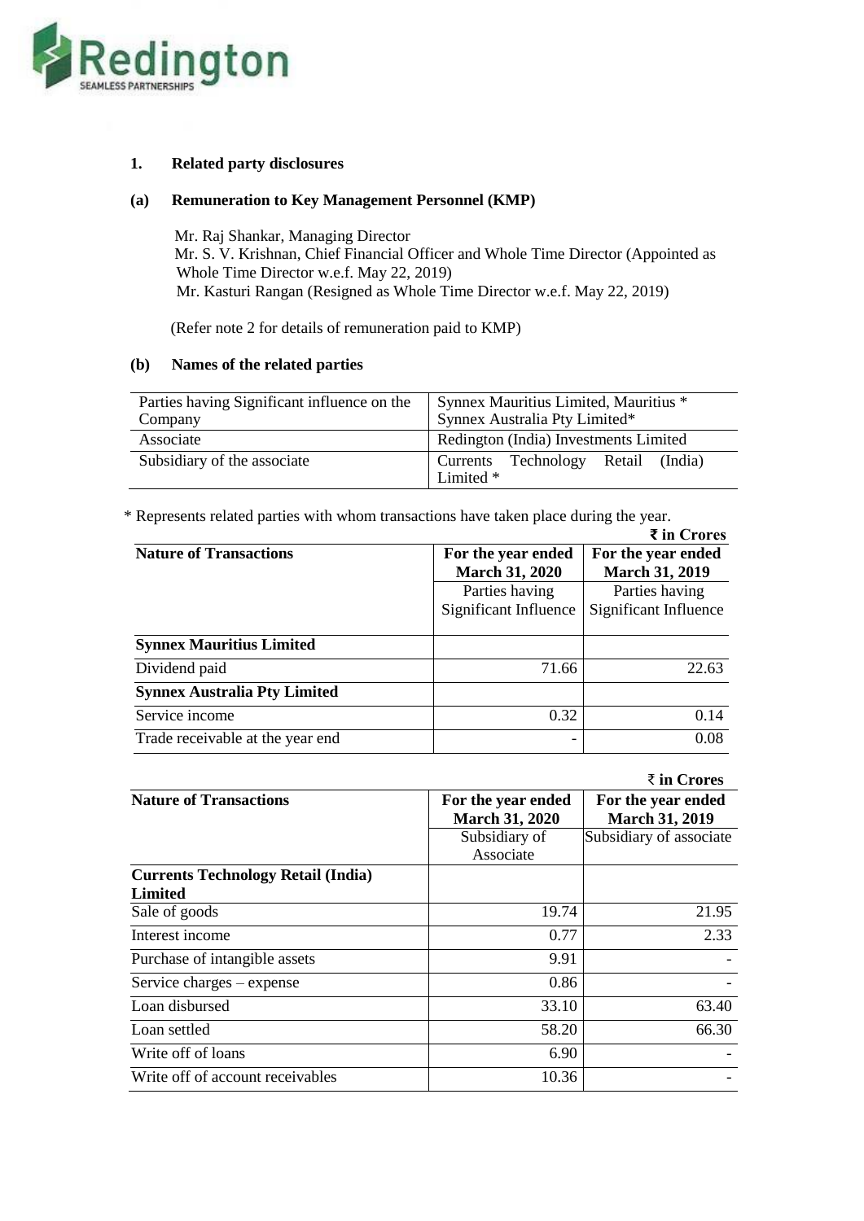1. **Related party disclosures**

**(a) Remuneration to Key Management Personnel (KMP)**

Mr. Raj Shankar, Managing Director
Mr. S. V. Krishnan, Chief Financial Officer and Whole Time Director (Appointed as Whole Time Director w.e.f. May 22, 2019)
Mr. Kasturi Rangan (Resigned as Whole Time Director w.e.f. May 22, 2019)

(Refer note 2 for details of remuneration paid to KMP)

**(b) Names of the related parties**

| | |
|---|---|
| Parties having Significant influence on the Company | Synnex Mauritius Limited, Mauritius * <br> Synnex Australia Pty Limited* |
| Associate | Redington (India) Investments Limited |
| Subsidiary of the associate | Currents Technology Retail (India) Limited * |

\* Represents related parties with whom transactions have taken place during the year.

**₹ in Crores**

| **Nature of Transactions** | **For the year ended March 31, 2020** | **For the year ended March 31, 2019** |
|---|---|---|
| | Parties having Significant Influence | Parties having Significant Influence |
| **Synnex Mauritius Limited** | | |
| Dividend paid | 71.66 | 22.63 |
| **Synnex Australia Pty Limited** | | |
| Service income | 0.32 | 0.14 |
| Trade receivable at the year end | - | 0.08 |

**₹ in Crores**

| **Nature of Transactions** | **For the year ended March 31, 2020** | **For the year ended March 31, 2019** |
|---|---|---|
| | Subsidiary of Associate | Subsidiary of associate |
| **Currents Technology Retail (India) Limited** | | |
| Sale of goods | 19.74 | 21.95 |
| Interest income | 0.77 | 2.33 |
| Purchase of intangible assets | 9.91 | - |
| Service charges – expense | 0.86 | - |
| Loan disbursed | 33.10 | 63.40 |
| Loan settled | 58.20 | 66.30 |
| Write off of loans | 6.90 | - |
| Write off of account receivables | 10.36 | - |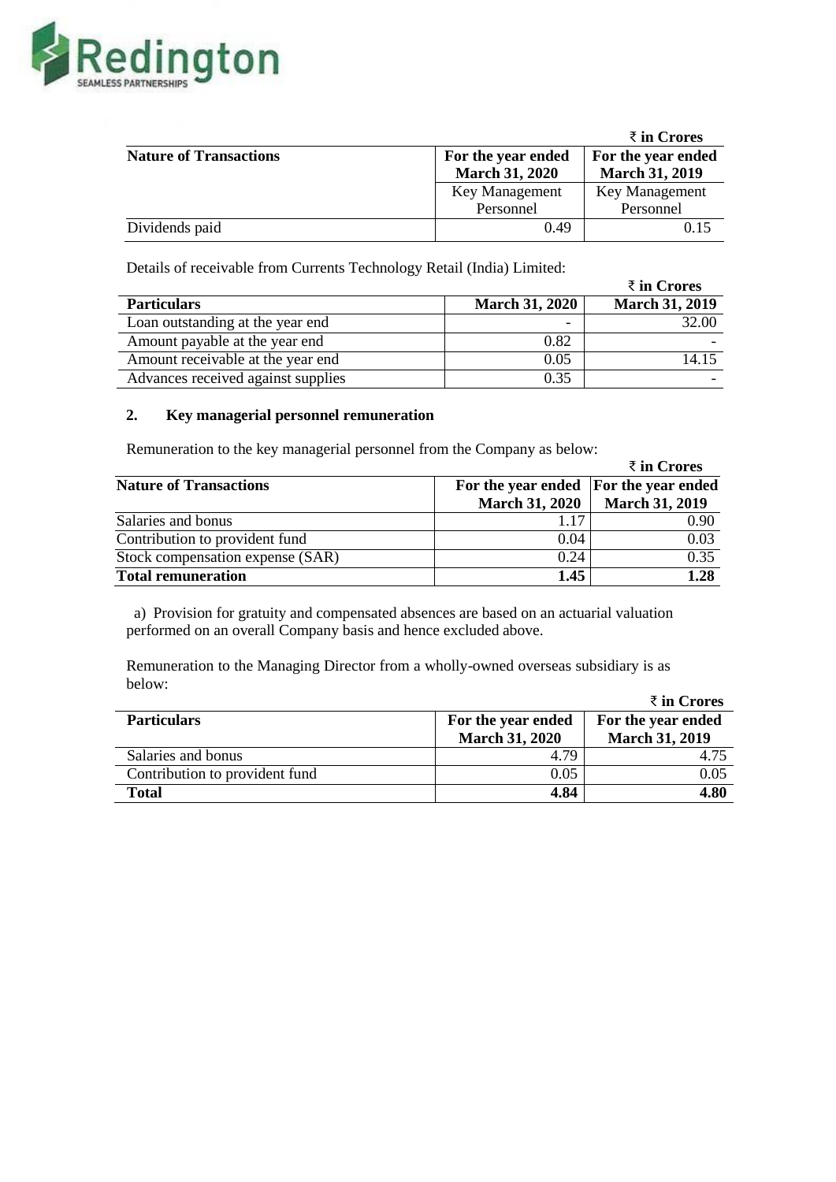| | ₹ in Crores | |
|---|---|---|
| **Nature of Transactions** | **For the year ended March 31, 2020** | **For the year ended March 31, 2019** |
| | Key Management Personnel | Key Management Personnel |
| Dividends paid | 0.49 | 0.15 |

Details of receivable from Currents Technology Retail (India) Limited:

| | | ₹ in Crores |
|---|---|---|
| **Particulars** | **March 31, 2020** | **March 31, 2019** |
| Loan outstanding at the year end | - | 32.00 |
| Amount payable at the year end | 0.82 | - |
| Amount receivable at the year end | 0.05 | 14.15 |
| Advances received against supplies | 0.35 | - |

## 2. Key managerial personnel remuneration

Remuneration to the key managerial personnel from the Company as below:

| | | ₹ in Crores |
|---|---|---|
| **Nature of Transactions** | **For the year ended March 31, 2020** | **For the year ended March 31, 2019** |
| Salaries and bonus | 1.17 | 0.90 |
| Contribution to provident fund | 0.04 | 0.03 |
| Stock compensation expense (SAR) | 0.24 | 0.35 |
| **Total remuneration** | **1.45** | **1.28** |

a) Provision for gratuity and compensated absences are based on an actuarial valuation performed on an overall Company basis and hence excluded above.

Remuneration to the Managing Director from a wholly-owned overseas subsidiary is as below:

| | | ₹ in Crores |
|---|---|---|
| **Particulars** | **For the year ended March 31, 2020** | **For the year ended March 31, 2019** |
| Salaries and bonus | 4.79 | 4.75 |
| Contribution to provident fund | 0.05 | 0.05 |
| **Total** | **4.84** | **4.80** |